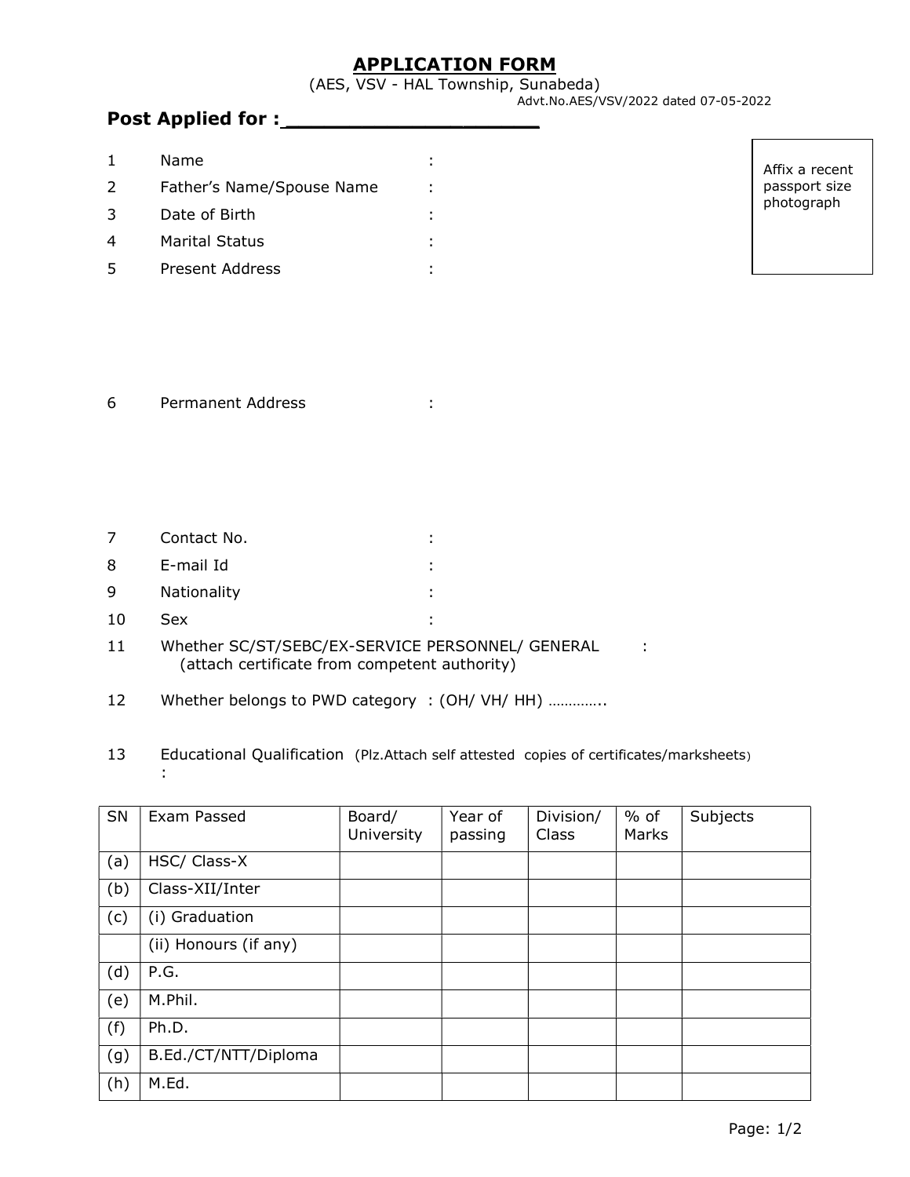# APPLICATION FORM

(AES, VSV - HAL Township, Sunabeda)

Advt.No.AES/VSV/2022 dated 07-05-2022

**Post Applied for : ____________________**

Affix a recent passport size photograph

1 Name :

2 Father's Name/Spouse Name :

3 Date of Birth :

4 Marital Status :

5 Present Address :

6 Permanent Address :

7 Contact No. :

8 E-mail Id :

9 Nationality :

10 Sex :

11 Whether SC/ST/SEBC/EX-SERVICE PERSONNEL/ GENERAL :
(attach certificate from competent authority)

12 Whether belongs to PWD category : (OH/ VH/ HH) …………..

13 Educational Qualification (Plz.Attach self attested copies of certificates/marksheets) :

| SN | Exam Passed | Board/ University | Year of passing | Division/ Class | % of Marks | Subjects |
|---|---|---|---|---|---|---|
| (a) | HSC/ Class-X | | | | | |
| (b) | Class-XII/Inter | | | | | |
| (c) | (i) Graduation | | | | | |
| | (ii) Honours (if any) | | | | | |
| (d) | P.G. | | | | | |
| (e) | M.Phil. | | | | | |
| (f) | Ph.D. | | | | | |
| (g) | B.Ed./CT/NTT/Diploma | | | | | |
| (h) | M.Ed. | | | | | |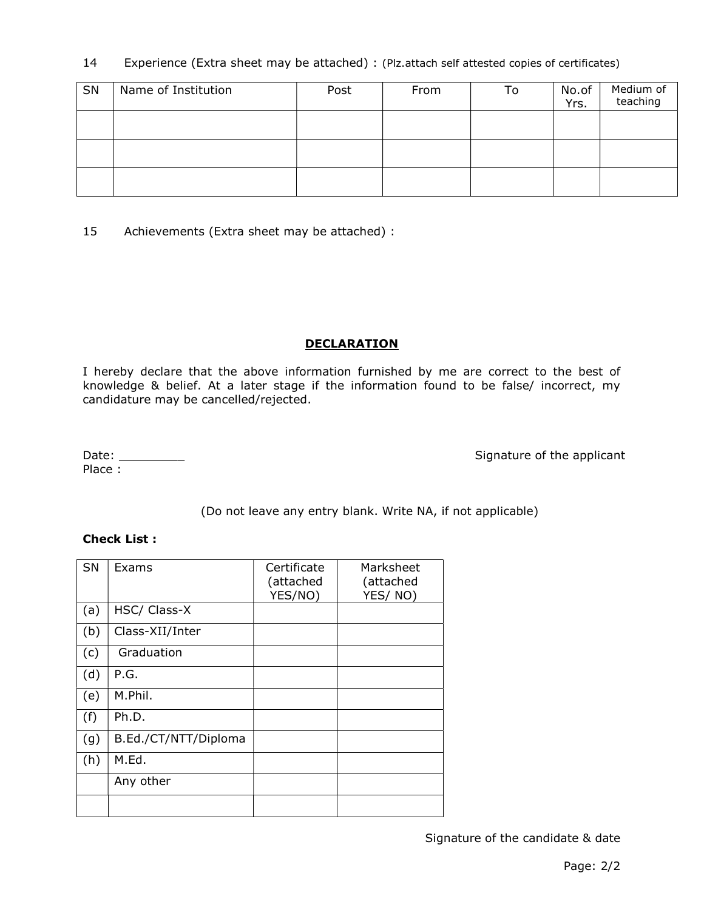14 Experience (Extra sheet may be attached) : (Plz.attach self attested copies of certificates)

| SN | Name of Institution | Post | From | To | No.of Yrs. | Medium of teaching |
|---|---|---|---|---|---|---|
| | | | | | | |
| | | | | | | |
| | | | | | | |

15 Achievements (Extra sheet may be attached) :

## DECLARATION

I hereby declare that the above information furnished by me are correct to the best of knowledge & belief. At a later stage if the information found to be false/ incorrect, my candidature may be cancelled/rejected.

Date: _________

Place :

Signature of the applicant

(Do not leave any entry blank. Write NA, if not applicable)

**Check List :**

| SN | Exams | Certificate (attached YES/NO) | Marksheet (attached YES/ NO) |
|---|---|---|---|
| (a) | HSC/ Class-X | | |
| (b) | Class-XII/Inter | | |
| (c) | Graduation | | |
| (d) | P.G. | | |
| (e) | M.Phil. | | |
| (f) | Ph.D. | | |
| (g) | B.Ed./CT/NTT/Diploma | | |
| (h) | M.Ed. | | |
| | Any other | | |
| | | | |

Signature of the candidate & date